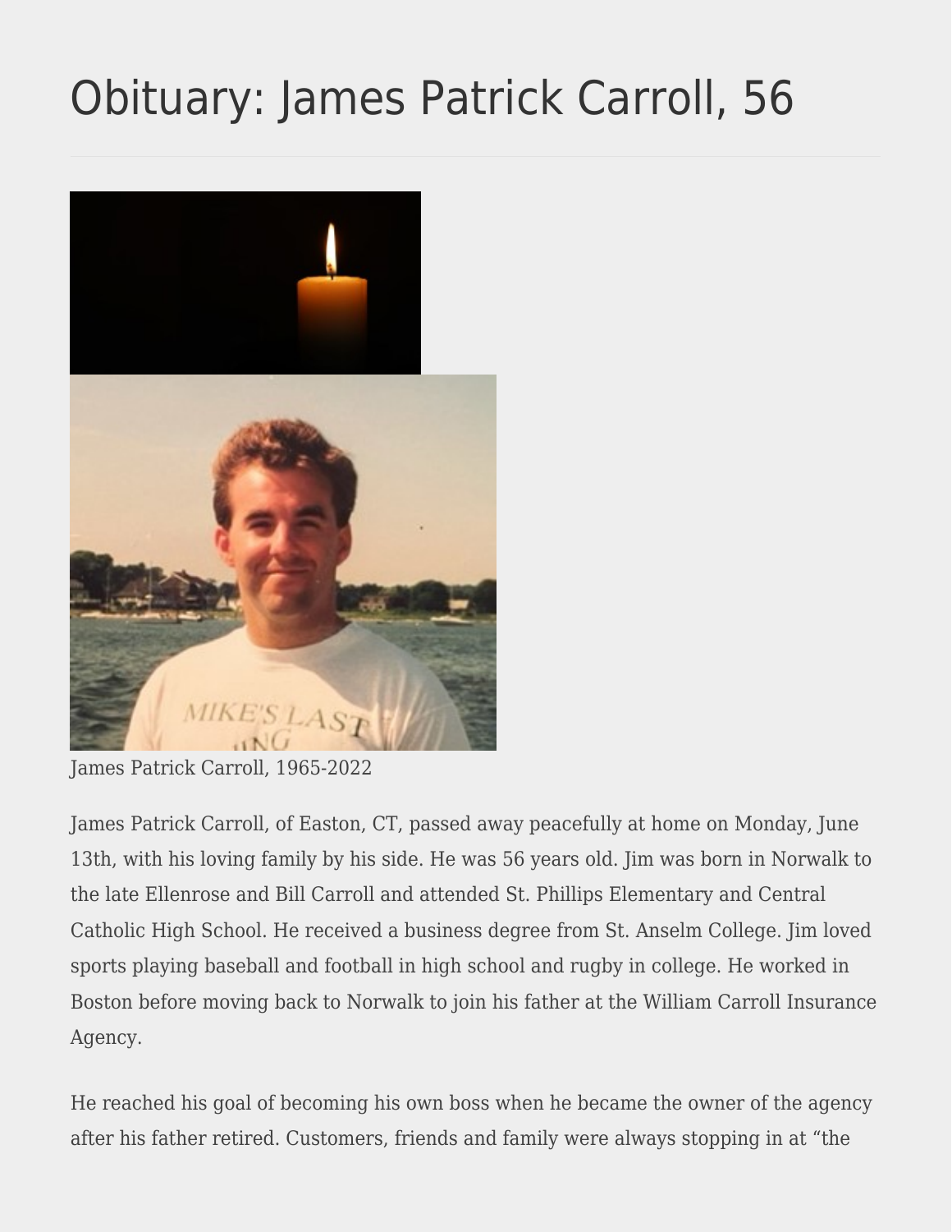# Obituary: James Patrick Carroll, 56

James Patrick Carroll, 1965-2022

James Patrick Carroll, of Easton, CT, passed away peacefully at home on Monday, June 13th, with his loving family by his side. He was 56 years old. Jim was born in Norwalk to the late Ellenrose and Bill Carroll and attended St. Phillips Elementary and Central Catholic High School. He received a business degree from St. Anselm College. Jim loved sports playing baseball and football in high school and rugby in college. He worked in Boston before moving back to Norwalk to join his father at the William Carroll Insurance Agency.

He reached his goal of becoming his own boss when he became the owner of the agency after his father retired. Customers, friends and family were always stopping in at "the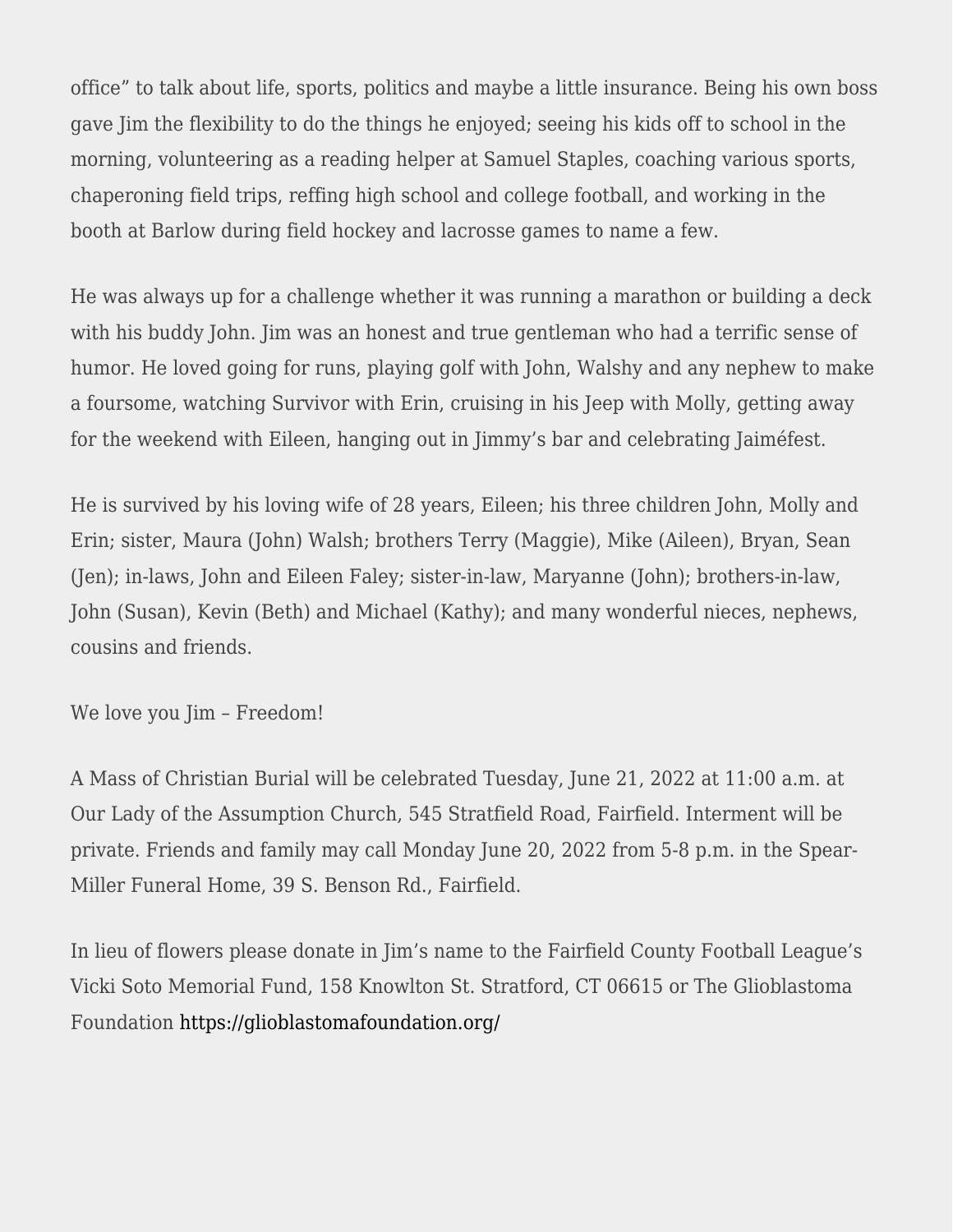office" to talk about life, sports, politics and maybe a little insurance. Being his own boss gave Jim the flexibility to do the things he enjoyed; seeing his kids off to school in the morning, volunteering as a reading helper at Samuel Staples, coaching various sports, chaperoning field trips, reffing high school and college football, and working in the booth at Barlow during field hockey and lacrosse games to name a few.

He was always up for a challenge whether it was running a marathon or building a deck with his buddy John. Jim was an honest and true gentleman who had a terrific sense of humor. He loved going for runs, playing golf with John, Walshy and any nephew to make a foursome, watching Survivor with Erin, cruising in his Jeep with Molly, getting away for the weekend with Eileen, hanging out in Jimmy's bar and celebrating Jaiméfest.

He is survived by his loving wife of 28 years, Eileen; his three children John, Molly and Erin; sister, Maura (John) Walsh; brothers Terry (Maggie), Mike (Aileen), Bryan, Sean (Jen); in-laws, John and Eileen Faley; sister-in-law, Maryanne (John); brothers-in-law, John (Susan), Kevin (Beth) and Michael (Kathy); and many wonderful nieces, nephews, cousins and friends.

We love you Jim – Freedom!

A Mass of Christian Burial will be celebrated Tuesday, June 21, 2022 at 11:00 a.m. at Our Lady of the Assumption Church, 545 Stratfield Road, Fairfield. Interment will be private. Friends and family may call Monday June 20, 2022 from 5-8 p.m. in the Spear-Miller Funeral Home, 39 S. Benson Rd., Fairfield.

In lieu of flowers please donate in Jim's name to the Fairfield County Football League's Vicki Soto Memorial Fund, 158 Knowlton St. Stratford, CT 06615 or The Glioblastoma Foundation https://glioblastomafoundation.org/